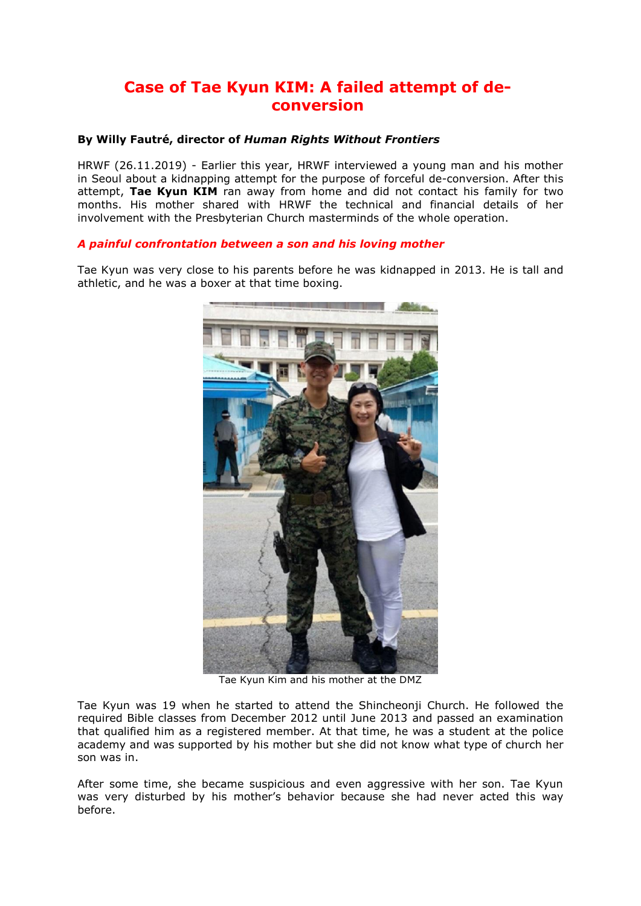# Case of Tae Kyun KIM: A failed attempt of de-conversion

**By Willy Fautré, director of *Human Rights Without Frontiers***

HRWF (26.11.2019) - Earlier this year, HRWF interviewed a young man and his mother in Seoul about a kidnapping attempt for the purpose of forceful de-conversion. After this attempt, **Tae Kyun KIM** ran away from home and did not contact his family for two months. His mother shared with HRWF the technical and financial details of her involvement with the Presbyterian Church masterminds of the whole operation.

### *A painful confrontation between a son and his loving mother*

Tae Kyun was very close to his parents before he was kidnapped in 2013. He is tall and athletic, and he was a boxer at that time boxing.

Tae Kyun Kim and his mother at the DMZ

Tae Kyun was 19 when he started to attend the Shincheonji Church. He followed the required Bible classes from December 2012 until June 2013 and passed an examination that qualified him as a registered member. At that time, he was a student at the police academy and was supported by his mother but she did not know what type of church her son was in.

After some time, she became suspicious and even aggressive with her son. Tae Kyun was very disturbed by his mother's behavior because she had never acted this way before.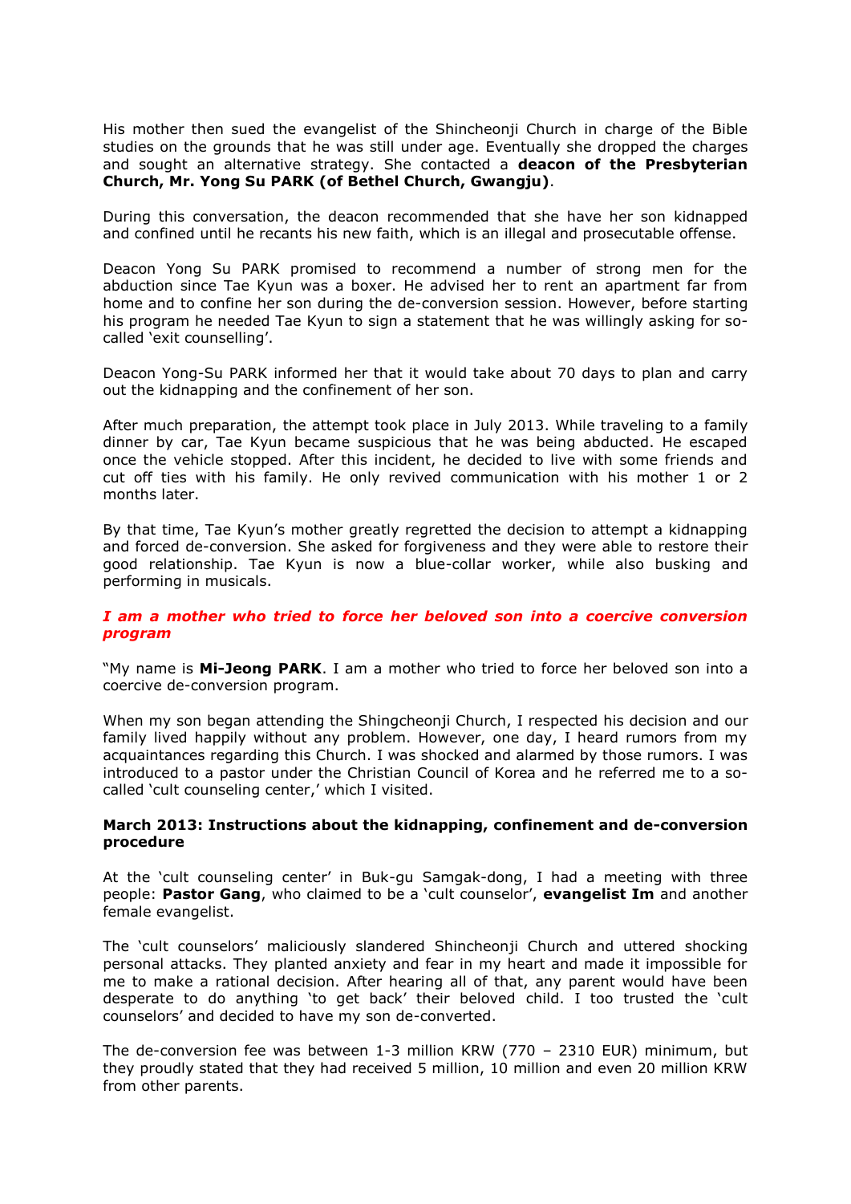His mother then sued the evangelist of the Shincheonji Church in charge of the Bible studies on the grounds that he was still under age. Eventually she dropped the charges and sought an alternative strategy. She contacted a **deacon of the Presbyterian Church, Mr. Yong Su PARK (of Bethel Church, Gwangju)**.

During this conversation, the deacon recommended that she have her son kidnapped and confined until he recants his new faith, which is an illegal and prosecutable offense.

Deacon Yong Su PARK promised to recommend a number of strong men for the abduction since Tae Kyun was a boxer. He advised her to rent an apartment far from home and to confine her son during the de-conversion session. However, before starting his program he needed Tae Kyun to sign a statement that he was willingly asking for so-called 'exit counselling'.

Deacon Yong-Su PARK informed her that it would take about 70 days to plan and carry out the kidnapping and the confinement of her son.

After much preparation, the attempt took place in July 2013. While traveling to a family dinner by car, Tae Kyun became suspicious that he was being abducted. He escaped once the vehicle stopped. After this incident, he decided to live with some friends and cut off ties with his family. He only revived communication with his mother 1 or 2 months later.

By that time, Tae Kyun's mother greatly regretted the decision to attempt a kidnapping and forced de-conversion. She asked for forgiveness and they were able to restore their good relationship. Tae Kyun is now a blue-collar worker, while also busking and performing in musicals.

***I am a mother who tried to force her beloved son into a coercive conversion program***

"My name is **Mi-Jeong PARK**. I am a mother who tried to force her beloved son into a coercive de-conversion program.

When my son began attending the Shingcheonji Church, I respected his decision and our family lived happily without any problem. However, one day, I heard rumors from my acquaintances regarding this Church. I was shocked and alarmed by those rumors. I was introduced to a pastor under the Christian Council of Korea and he referred me to a so-called 'cult counseling center,' which I visited.

**March 2013: Instructions about the kidnapping, confinement and de-conversion procedure**

At the 'cult counseling center' in Buk-gu Samgak-dong, I had a meeting with three people: **Pastor Gang**, who claimed to be a 'cult counselor', **evangelist Im** and another female evangelist.

The 'cult counselors' maliciously slandered Shincheonji Church and uttered shocking personal attacks. They planted anxiety and fear in my heart and made it impossible for me to make a rational decision. After hearing all of that, any parent would have been desperate to do anything 'to get back' their beloved child. I too trusted the 'cult counselors' and decided to have my son de-converted.

The de-conversion fee was between 1-3 million KRW (770 – 2310 EUR) minimum, but they proudly stated that they had received 5 million, 10 million and even 20 million KRW from other parents.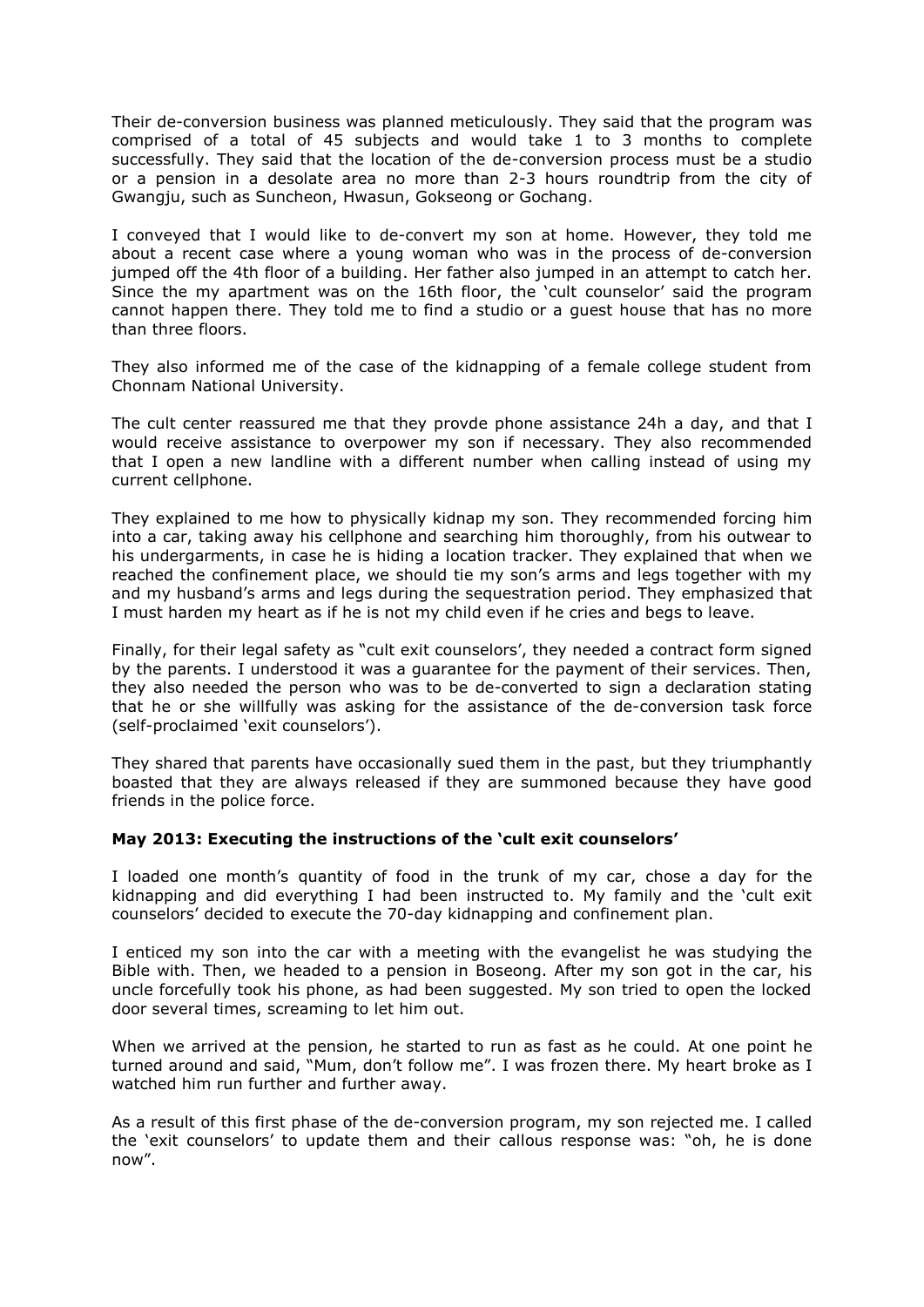Their de-conversion business was planned meticulously. They said that the program was comprised of a total of 45 subjects and would take 1 to 3 months to complete successfully. They said that the location of the de-conversion process must be a studio or a pension in a desolate area no more than 2-3 hours roundtrip from the city of Gwangju, such as Suncheon, Hwasun, Gokseong or Gochang.

I conveyed that I would like to de-convert my son at home. However, they told me about a recent case where a young woman who was in the process of de-conversion jumped off the 4th floor of a building. Her father also jumped in an attempt to catch her. Since the my apartment was on the 16th floor, the 'cult counselor' said the program cannot happen there. They told me to find a studio or a guest house that has no more than three floors.

They also informed me of the case of the kidnapping of a female college student from Chonnam National University.

The cult center reassured me that they provde phone assistance 24h a day, and that I would receive assistance to overpower my son if necessary. They also recommended that I open a new landline with a different number when calling instead of using my current cellphone.

They explained to me how to physically kidnap my son. They recommended forcing him into a car, taking away his cellphone and searching him thoroughly, from his outwear to his undergarments, in case he is hiding a location tracker. They explained that when we reached the confinement place, we should tie my son's arms and legs together with my and my husband's arms and legs during the sequestration period. They emphasized that I must harden my heart as if he is not my child even if he cries and begs to leave.

Finally, for their legal safety as "cult exit counselors', they needed a contract form signed by the parents. I understood it was a guarantee for the payment of their services. Then, they also needed the person who was to be de-converted to sign a declaration stating that he or she willfully was asking for the assistance of the de-conversion task force (self-proclaimed 'exit counselors').

They shared that parents have occasionally sued them in the past, but they triumphantly boasted that they are always released if they are summoned because they have good friends in the police force.

**May 2013: Executing the instructions of the 'cult exit counselors'**

I loaded one month's quantity of food in the trunk of my car, chose a day for the kidnapping and did everything I had been instructed to. My family and the 'cult exit counselors' decided to execute the 70-day kidnapping and confinement plan.

I enticed my son into the car with a meeting with the evangelist he was studying the Bible with. Then, we headed to a pension in Boseong. After my son got in the car, his uncle forcefully took his phone, as had been suggested. My son tried to open the locked door several times, screaming to let him out.

When we arrived at the pension, he started to run as fast as he could. At one point he turned around and said, "Mum, don't follow me". I was frozen there. My heart broke as I watched him run further and further away.

As a result of this first phase of the de-conversion program, my son rejected me. I called the 'exit counselors' to update them and their callous response was: "oh, he is done now".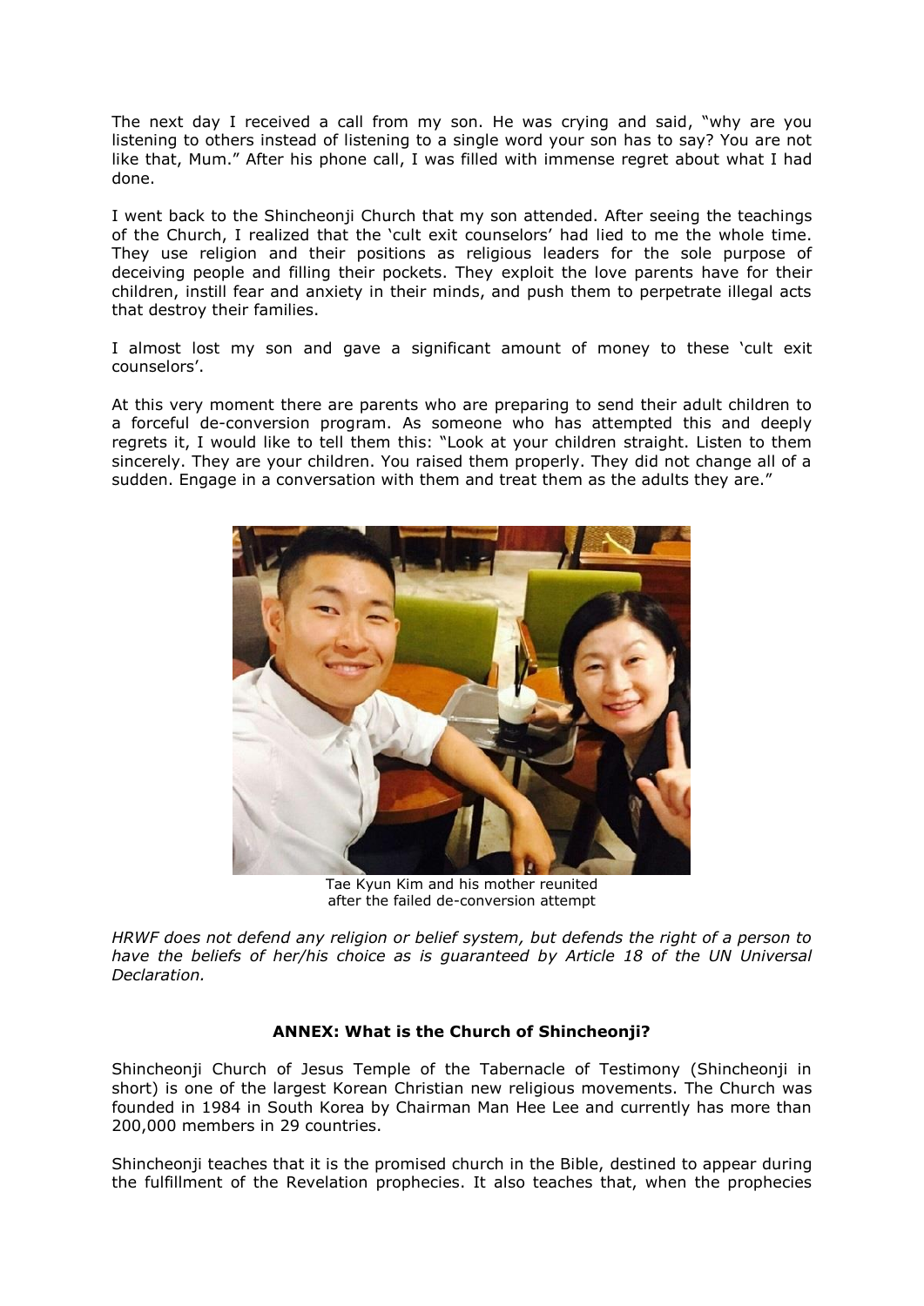The next day I received a call from my son. He was crying and said, "why are you listening to others instead of listening to a single word your son has to say? You are not like that, Mum." After his phone call, I was filled with immense regret about what I had done.

I went back to the Shincheonji Church that my son attended. After seeing the teachings of the Church, I realized that the 'cult exit counselors' had lied to me the whole time. They use religion and their positions as religious leaders for the sole purpose of deceiving people and filling their pockets. They exploit the love parents have for their children, instill fear and anxiety in their minds, and push them to perpetrate illegal acts that destroy their families.

I almost lost my son and gave a significant amount of money to these 'cult exit counselors'.

At this very moment there are parents who are preparing to send their adult children to a forceful de-conversion program. As someone who has attempted this and deeply regrets it, I would like to tell them this: "Look at your children straight. Listen to them sincerely. They are your children. You raised them properly. They did not change all of a sudden. Engage in a conversation with them and treat them as the adults they are."

Tae Kyun Kim and his mother reunited after the failed de-conversion attempt

*HRWF does not defend any religion or belief system, but defends the right of a person to have the beliefs of her/his choice as is guaranteed by Article 18 of the UN Universal Declaration.*

## ANNEX: What is the Church of Shincheonji?

Shincheonji Church of Jesus Temple of the Tabernacle of Testimony (Shincheonji in short) is one of the largest Korean Christian new religious movements. The Church was founded in 1984 in South Korea by Chairman Man Hee Lee and currently has more than 200,000 members in 29 countries.

Shincheonji teaches that it is the promised church in the Bible, destined to appear during the fulfillment of the Revelation prophecies. It also teaches that, when the prophecies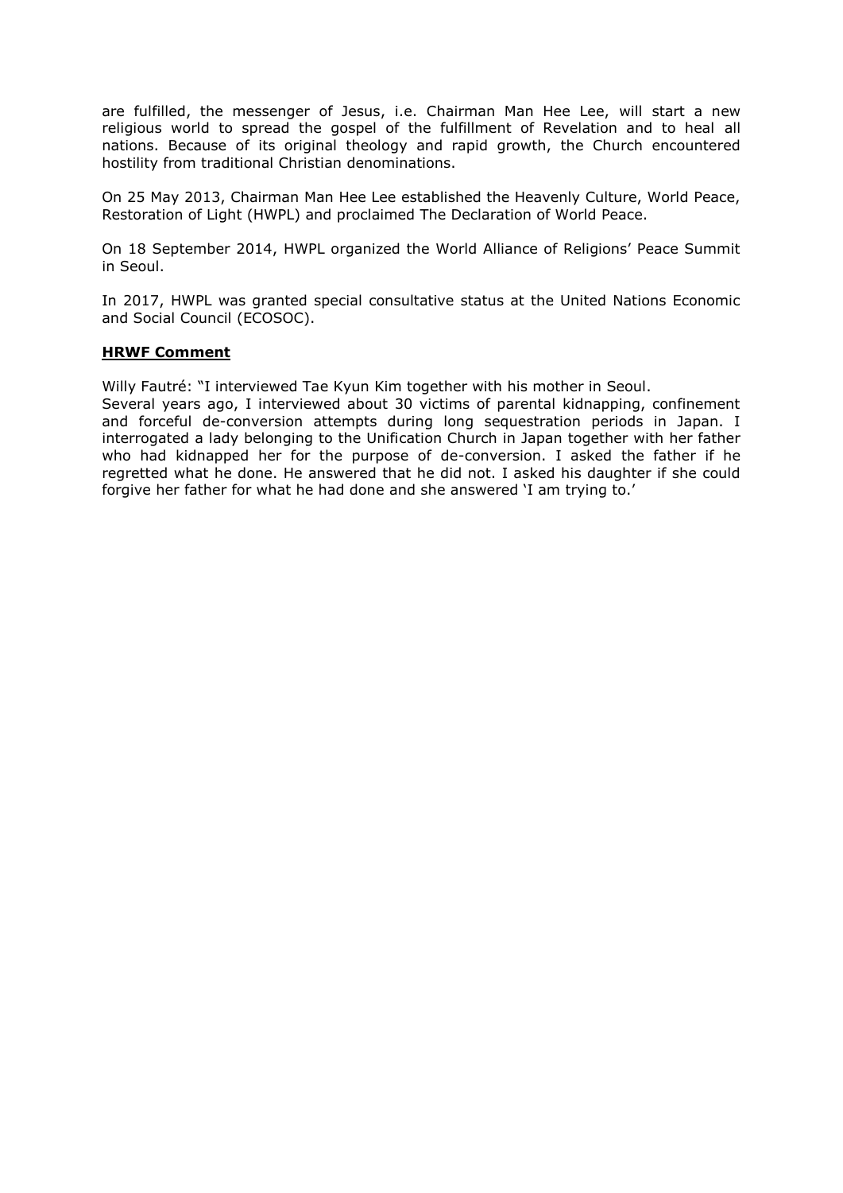are fulfilled, the messenger of Jesus, i.e. Chairman Man Hee Lee, will start a new religious world to spread the gospel of the fulfillment of Revelation and to heal all nations. Because of its original theology and rapid growth, the Church encountered hostility from traditional Christian denominations.

On 25 May 2013, Chairman Man Hee Lee established the Heavenly Culture, World Peace, Restoration of Light (HWPL) and proclaimed The Declaration of World Peace.

On 18 September 2014, HWPL organized the World Alliance of Religions' Peace Summit in Seoul.

In 2017, HWPL was granted special consultative status at the United Nations Economic and Social Council (ECOSOC).

**HRWF Comment**

Willy Fautré: "I interviewed Tae Kyun Kim together with his mother in Seoul.
Several years ago, I interviewed about 30 victims of parental kidnapping, confinement and forceful de-conversion attempts during long sequestration periods in Japan. I interrogated a lady belonging to the Unification Church in Japan together with her father who had kidnapped her for the purpose of de-conversion. I asked the father if he regretted what he done. He answered that he did not. I asked his daughter if she could forgive her father for what he had done and she answered 'I am trying to.'